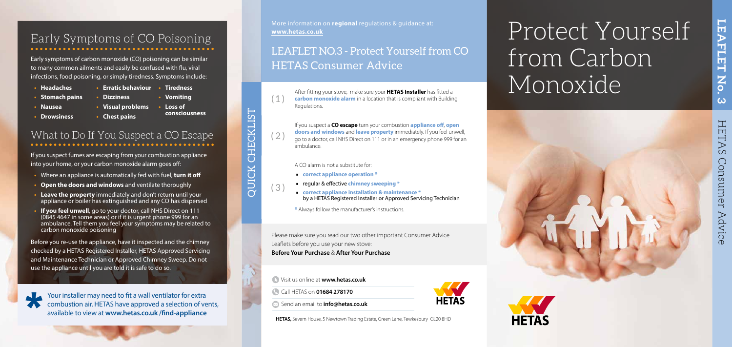## Early Symptoms of CO Poisoning

Early symptoms of carbon monoxide (CO) poisoning can be similar to many common ailments and easily be confused with flu, viral infections, food poisoning, or simply tiredness. Symptoms include:

- **Headaches**
- **Stomach pains**
- **Nausea**
- **Drowsiness**
- **Erratic behaviour**
- **Dizziness**
- **Visual problems**
- **Chest pains**
- **Tiredness**
- **Vomiting**
- **Loss of consciousness**

## What to Do If You Suspect a CO Escape

If you suspect fumes are escaping from your combustion appliance into your home, or your carbon monoxide alarm goes off:

- Where an appliance is automatically fed with fuel, **turn it off**
- **Open the doors and windows** and ventilate thoroughly
- **Leave the property** immediately and don't return until your appliance or boiler has extinguished and any CO has dispersed
- **If you feel unwell**, go to your doctor, call NHS Direct on 111 (0845 4647 in some areas) or if it is urgent phone 999 for an ambulance. Tell them you feel your symptoms may be related to carbon monoxide poisoning

Before you re-use the appliance, have it inspected and the chimney checked by a HETAS Registered Installer, HETAS Approved Servicing and Maintenance Technician or Approved Chimney Sweep. Do not use the appliance until you are told it is safe to do so.

* Your installer may need to fit a wall ventilator for extra combustion air. HETAS have approved a selection of vents, available to view at **www.hetas.co.uk /find-appliance**

More information on **regional** regulations & guidance at: **www.hetas.co.uk**

## LEAFLET NO.3 - Protect Yourself from CO HETAS Consumer Advice

### QUICK CHECKLIST

(1) After fitting your stove, make sure your **HETAS Installer** has fitted a **carbon monoxide alarm** in a location that is compliant with Building Regulations.

(2) If you suspect a **CO escape** turn your combustion **appliance off**, **open doors and windows** and **leave property** immediately. If you feel unwell, go to a doctor, call NHS Direct on 111 or in an emergency phone 999 for an ambulance.

(3) A CO alarm is not a substitute for:

- **correct appliance operation ***
- regular & effective **chimney sweeping ***
- **correct appliance installation & maintenance *** by a HETAS Registered Installer or Approved Servicing Technician

* Always follow the manufacturer's instructions.

Please make sure you read our two other important Consumer Advice Leaflets before you use your new stove:
**Before Your Purchase** & **After Your Purchase**

Visit us online at **www.hetas.co.uk**

Call HETAS on **01684 278170**

Send an email to **info@hetas.co.uk**

HETAS

**HETAS,** Severn House, 5 Newtown Trading Estate, Green Lane, Tewkesbury GL20 8HD

# Protect Yourself from Carbon Monoxide

HETAS

**LEAFLET No. 3**

HETAS Consumer Advice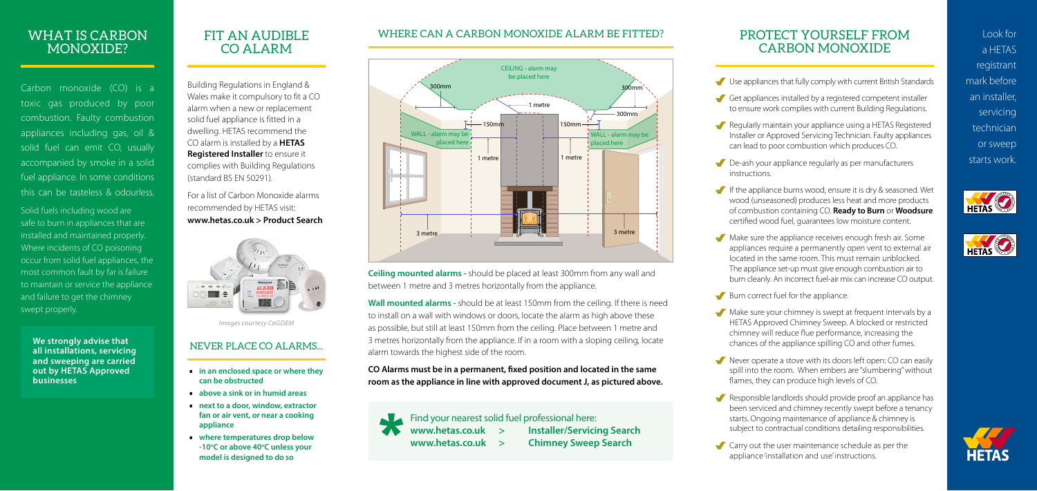## WHAT IS CARBON MONOXIDE?

Carbon monoxide (CO) is a toxic gas produced by poor combustion. Faulty combustion appliances including gas, oil & solid fuel can emit CO, usually accompanied by smoke in a solid fuel appliance. In some conditions this can be tasteless & odourless.

Solid fuels including wood are safe to burn in appliances that are installed and maintained properly. Where incidents of CO poisoning occur from solid fuel appliances, the most common fault by far is failure to maintain or service the appliance and failure to get the chimney swept properly.

**We strongly advise that all installations, servicing and sweeping are carried out by HETAS Approved businesses**

## FIT AN AUDIBLE CO ALARM

Building Regulations in England & Wales make it compulsory to fit a CO alarm when a new or replacement solid fuel appliance is fitted in a dwelling. HETAS recommend the CO alarm is installed by a **HETAS Registered Installer** to ensure it complies with Building Regulations (standard BS EN 50291).

For a list of Carbon Monoxide alarms recommended by HETAS visit:
**www.hetas.co.uk > Product Search**

*Images courtesy CoGDEM*

## NEVER PLACE CO ALARMS...

- **in an enclosed space or where they can be obstructed**
- **above a sink or in humid areas**
- **next to a door, window, extractor fan or air vent, or near a cooking appliance**
- **where temperatures drop below -10ºC or above 40ºC unless your model is designed to do so**

## WHERE CAN A CARBON MONOXIDE ALARM BE FITTED?

CEILING - alarm may be placed here
300mm
300mm
1 metre
300mm
150mm
150mm
WALL - alarm may be placed here
WALL - alarm may be placed here
1 metre
1 metre
3 metre
3 metre

**Ceiling mounted alarms** - should be placed at least 300mm from any wall and between 1 metre and 3 metres horizontally from the appliance.

**Wall mounted alarms** - should be at least 150mm from the ceiling. If there is need to install on a wall with windows or doors, locate the alarm as high above these as possible, but still at least 150mm from the ceiling. Place between 1 metre and 3 metres horizontally from the appliance. If in a room with a sloping ceiling, locate alarm towards the highest side of the room.

**CO Alarms must be in a permanent, fixed position and located in the same room as the appliance in line with approved document J, as pictured above.**

Find your nearest solid fuel professional here:
**www.hetas.co.uk > Installer/Servicing Search**
**www.hetas.co.uk > Chimney Sweep Search**

## PROTECT YOURSELF FROM CARBON MONOXIDE

- Use appliances that fully comply with current British Standards
- Get appliances installed by a registered competent installer to ensure work complies with current Building Regulations.
- Regularly maintain your appliance using a HETAS Registered Installer or Approved Servicing Technician. Faulty appliances can lead to poor combustion which produces CO.
- De-ash your appliance regularly as per manufacturers instructions.
- If the appliance burns wood, ensure it is dry & seasoned. Wet wood (unseasoned) produces less heat and more products of combustion containing CO. **Ready to Burn** or **Woodsure** certified wood fuel, guarantees low moisture content.
- Make sure the appliance receives enough fresh air. Some appliances require a permanently open vent to external air located in the same room. This must remain unblocked. The appliance set-up must give enough combustion air to burn cleanly. An incorrect fuel-air mix can increase CO output.
- Burn correct fuel for the appliance.
- Make sure your chimney is swept at frequent intervals by a HETAS Approved Chimney Sweep. A blocked or restricted chimney will reduce flue performance, increasing the chances of the appliance spilling CO and other fumes.
- Never operate a stove with its doors left open: CO can easily spill into the room. When embers are "slumbering" without flames, they can produce high levels of CO.
- Responsible landlords should provide proof an appliance has been serviced and chimney recently swept before a tenancy starts. Ongoing maintenance of appliance & chimney is subject to contractual conditions detailing responsibilities.
- Carry out the user maintenance schedule as per the appliance 'installation and use' instructions.

Look for a HETAS registrant mark before an installer, servicing technician or sweep starts work.

HETAS

HETAS

HETAS